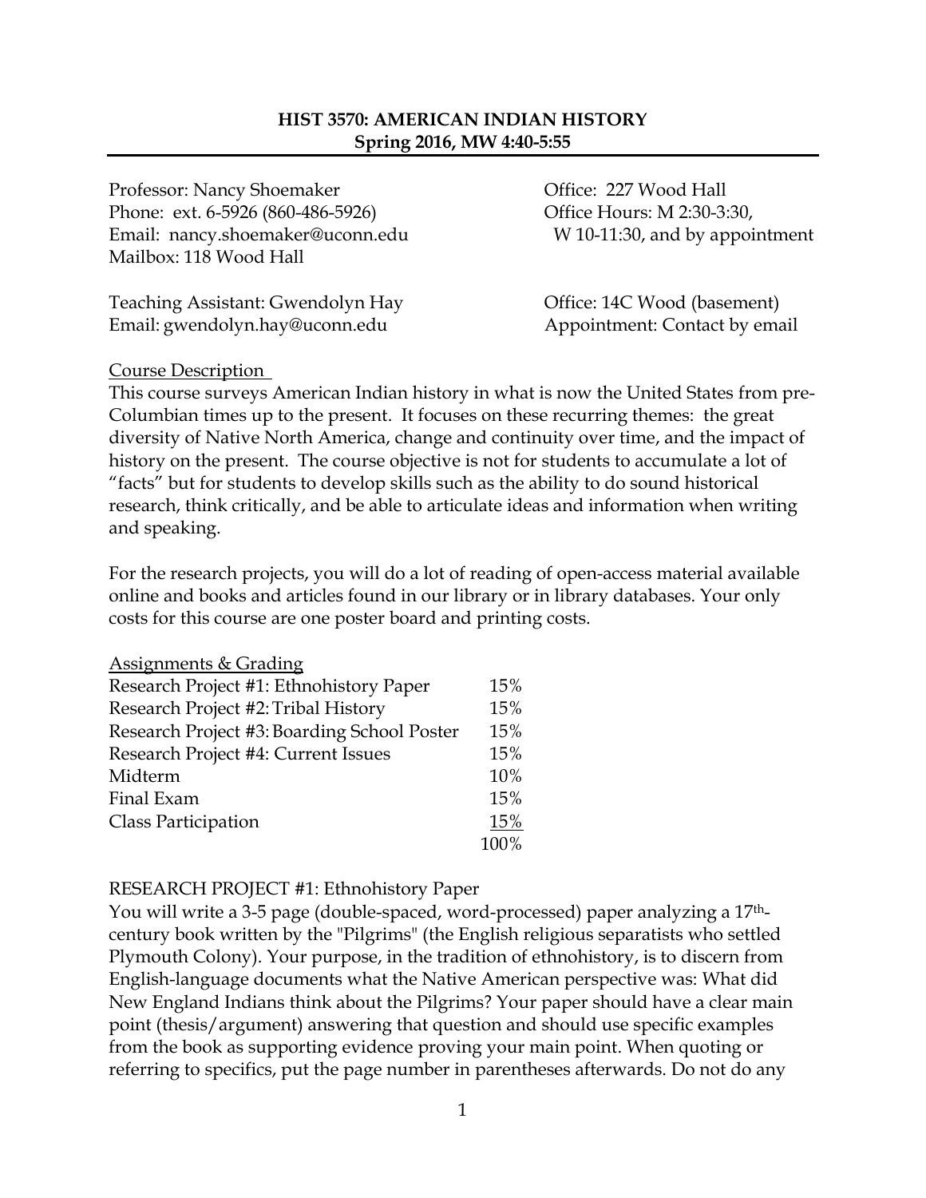# HIST 3570: AMERICAN INDIAN HISTORY
**Spring 2016, MW 4:40-5:55**

Professor: Nancy Shoemaker
Phone: ext. 6-5926 (860-486-5926)
Email: nancy.shoemaker@uconn.edu
Mailbox: 118 Wood Hall

Office: 227 Wood Hall
Office Hours: M 2:30-3:30, W 10-11:30, and by appointment

Teaching Assistant: Gwendolyn Hay
Email: gwendolyn.hay@uconn.edu

Office: 14C Wood (basement)
Appointment: Contact by email

## Course Description

This course surveys American Indian history in what is now the United States from pre-Columbian times up to the present. It focuses on these recurring themes: the great diversity of Native North America, change and continuity over time, and the impact of history on the present. The course objective is not for students to accumulate a lot of "facts" but for students to develop skills such as the ability to do sound historical research, think critically, and be able to articulate ideas and information when writing and speaking.

For the research projects, you will do a lot of reading of open-access material available online and books and articles found in our library or in library databases. Your only costs for this course are one poster board and printing costs.

## Assignments & Grading

| Assignment | Weight |
|---|---|
| Research Project #1: Ethnohistory Paper | 15% |
| Research Project #2: Tribal History | 15% |
| Research Project #3: Boarding School Poster | 15% |
| Research Project #4: Current Issues | 15% |
| Midterm | 10% |
| Final Exam | 15% |
| Class Participation | 15% |
| | 100% |

## RESEARCH PROJECT #1: Ethnohistory Paper

You will write a 3-5 page (double-spaced, word-processed) paper analyzing a 17th-century book written by the "Pilgrims" (the English religious separatists who settled Plymouth Colony). Your purpose, in the tradition of ethnohistory, is to discern from English-language documents what the Native American perspective was: What did New England Indians think about the Pilgrims? Your paper should have a clear main point (thesis/argument) answering that question and should use specific examples from the book as supporting evidence proving your main point. When quoting or referring to specifics, put the page number in parentheses afterwards. Do not do any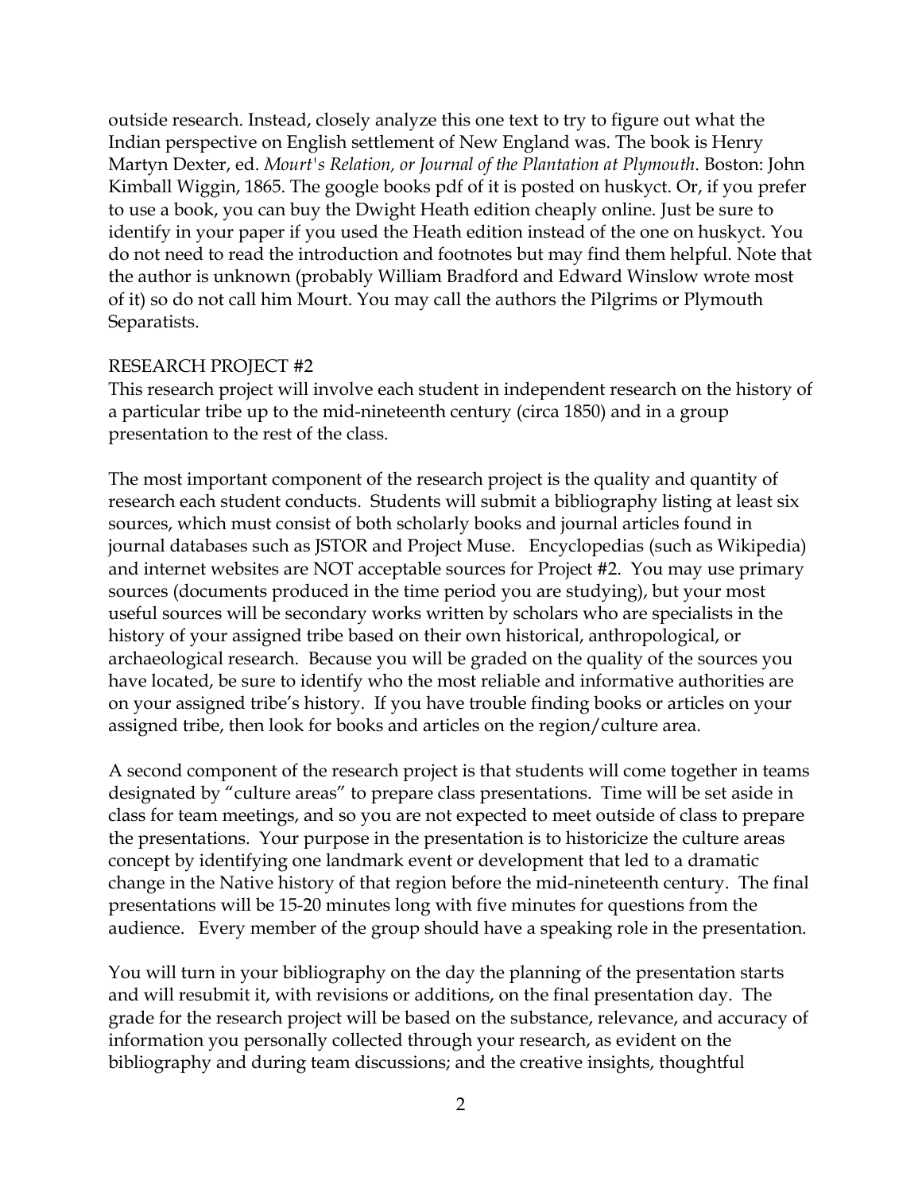outside research. Instead, closely analyze this one text to try to figure out what the Indian perspective on English settlement of New England was. The book is Henry Martyn Dexter, ed. *Mourt's Relation, or Journal of the Plantation at Plymouth*. Boston: John Kimball Wiggin, 1865. The google books pdf of it is posted on huskyct. Or, if you prefer to use a book, you can buy the Dwight Heath edition cheaply online. Just be sure to identify in your paper if you used the Heath edition instead of the one on huskyct. You do not need to read the introduction and footnotes but may find them helpful. Note that the author is unknown (probably William Bradford and Edward Winslow wrote most of it) so do not call him Mourt. You may call the authors the Pilgrims or Plymouth Separatists.

## RESEARCH PROJECT #2

This research project will involve each student in independent research on the history of a particular tribe up to the mid-nineteenth century (circa 1850) and in a group presentation to the rest of the class.

The most important component of the research project is the quality and quantity of research each student conducts. Students will submit a bibliography listing at least six sources, which must consist of both scholarly books and journal articles found in journal databases such as JSTOR and Project Muse. Encyclopedias (such as Wikipedia) and internet websites are NOT acceptable sources for Project #2. You may use primary sources (documents produced in the time period you are studying), but your most useful sources will be secondary works written by scholars who are specialists in the history of your assigned tribe based on their own historical, anthropological, or archaeological research. Because you will be graded on the quality of the sources you have located, be sure to identify who the most reliable and informative authorities are on your assigned tribe's history. If you have trouble finding books or articles on your assigned tribe, then look for books and articles on the region/culture area.

A second component of the research project is that students will come together in teams designated by "culture areas" to prepare class presentations. Time will be set aside in class for team meetings, and so you are not expected to meet outside of class to prepare the presentations. Your purpose in the presentation is to historicize the culture areas concept by identifying one landmark event or development that led to a dramatic change in the Native history of that region before the mid-nineteenth century. The final presentations will be 15-20 minutes long with five minutes for questions from the audience. Every member of the group should have a speaking role in the presentation.

You will turn in your bibliography on the day the planning of the presentation starts and will resubmit it, with revisions or additions, on the final presentation day. The grade for the research project will be based on the substance, relevance, and accuracy of information you personally collected through your research, as evident on the bibliography and during team discussions; and the creative insights, thoughtful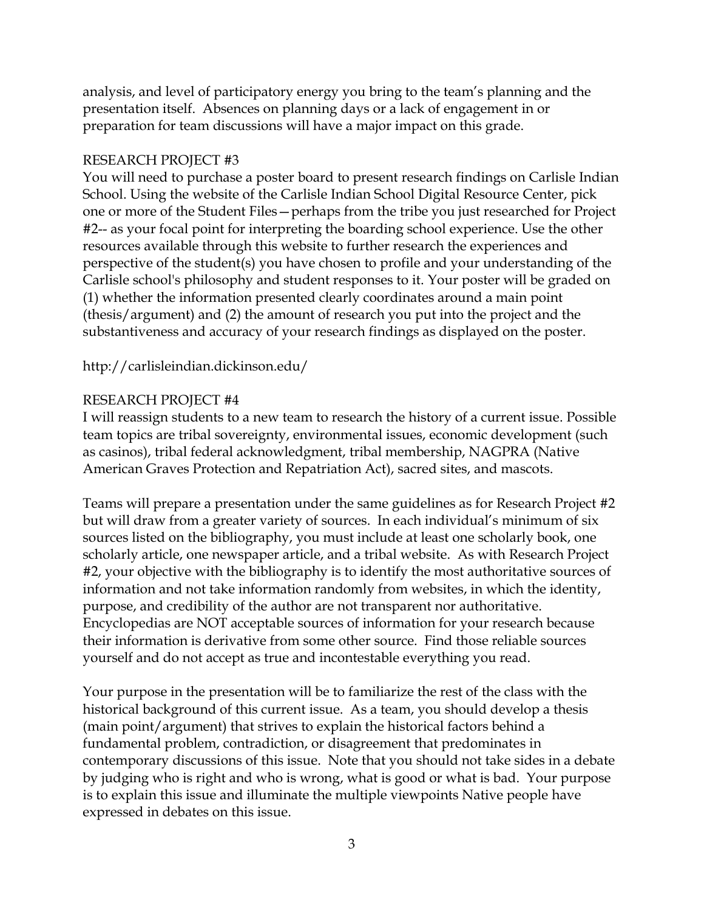analysis, and level of participatory energy you bring to the team's planning and the presentation itself. Absences on planning days or a lack of engagement in or preparation for team discussions will have a major impact on this grade.

## RESEARCH PROJECT #3

You will need to purchase a poster board to present research findings on Carlisle Indian School. Using the website of the Carlisle Indian School Digital Resource Center, pick one or more of the Student Files—perhaps from the tribe you just researched for Project #2-- as your focal point for interpreting the boarding school experience. Use the other resources available through this website to further research the experiences and perspective of the student(s) you have chosen to profile and your understanding of the Carlisle school's philosophy and student responses to it. Your poster will be graded on (1) whether the information presented clearly coordinates around a main point (thesis/argument) and (2) the amount of research you put into the project and the substantiveness and accuracy of your research findings as displayed on the poster.

http://carlisleindian.dickinson.edu/

## RESEARCH PROJECT #4

I will reassign students to a new team to research the history of a current issue. Possible team topics are tribal sovereignty, environmental issues, economic development (such as casinos), tribal federal acknowledgment, tribal membership, NAGPRA (Native American Graves Protection and Repatriation Act), sacred sites, and mascots.

Teams will prepare a presentation under the same guidelines as for Research Project #2 but will draw from a greater variety of sources. In each individual's minimum of six sources listed on the bibliography, you must include at least one scholarly book, one scholarly article, one newspaper article, and a tribal website. As with Research Project #2, your objective with the bibliography is to identify the most authoritative sources of information and not take information randomly from websites, in which the identity, purpose, and credibility of the author are not transparent nor authoritative. Encyclopedias are NOT acceptable sources of information for your research because their information is derivative from some other source. Find those reliable sources yourself and do not accept as true and incontestable everything you read.

Your purpose in the presentation will be to familiarize the rest of the class with the historical background of this current issue. As a team, you should develop a thesis (main point/argument) that strives to explain the historical factors behind a fundamental problem, contradiction, or disagreement that predominates in contemporary discussions of this issue. Note that you should not take sides in a debate by judging who is right and who is wrong, what is good or what is bad. Your purpose is to explain this issue and illuminate the multiple viewpoints Native people have expressed in debates on this issue.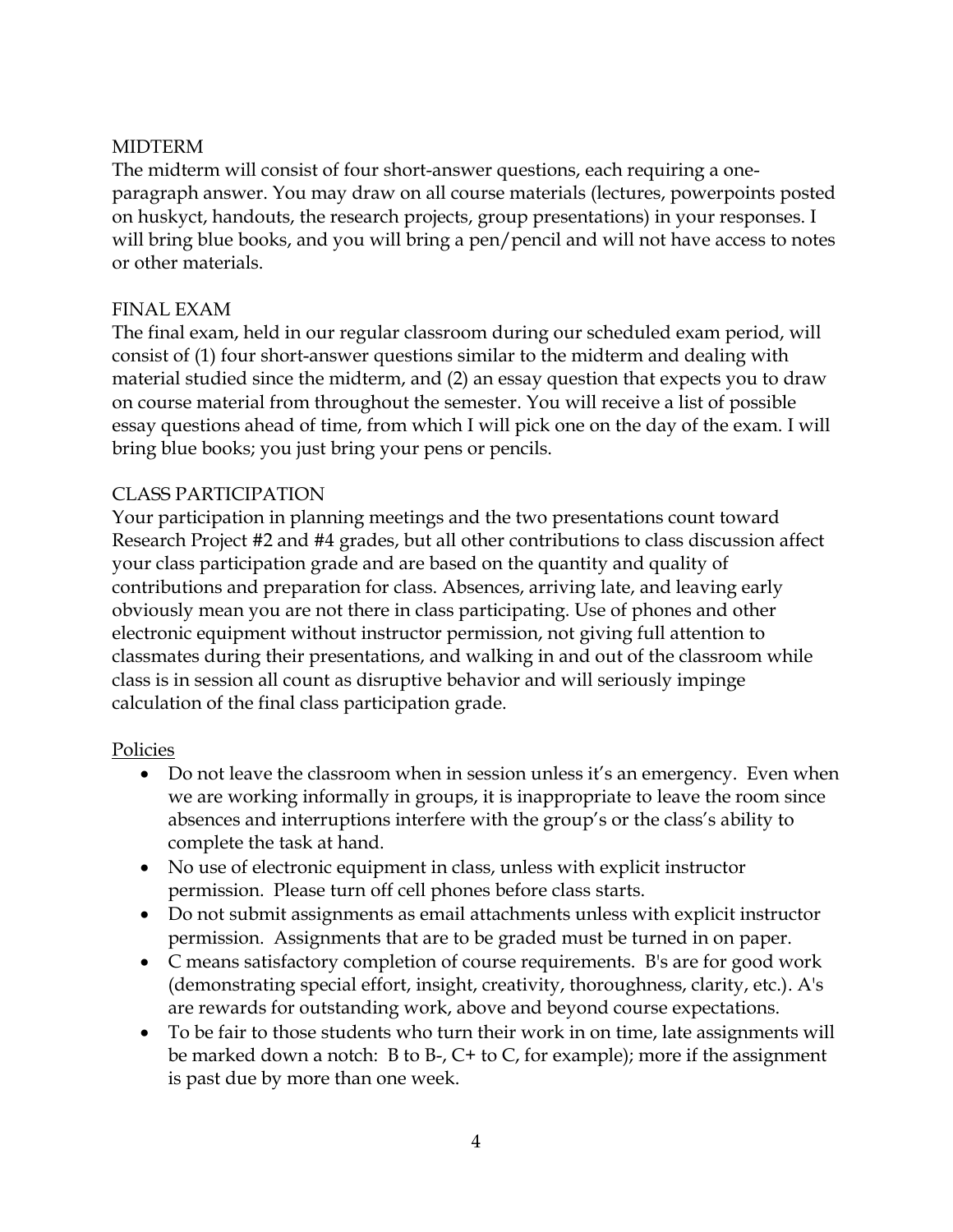## MIDTERM

The midterm will consist of four short-answer questions, each requiring a one-paragraph answer. You may draw on all course materials (lectures, powerpoints posted on huskyct, handouts, the research projects, group presentations) in your responses. I will bring blue books, and you will bring a pen/pencil and will not have access to notes or other materials.

## FINAL EXAM

The final exam, held in our regular classroom during our scheduled exam period, will consist of (1) four short-answer questions similar to the midterm and dealing with material studied since the midterm, and (2) an essay question that expects you to draw on course material from throughout the semester. You will receive a list of possible essay questions ahead of time, from which I will pick one on the day of the exam. I will bring blue books; you just bring your pens or pencils.

## CLASS PARTICIPATION

Your participation in planning meetings and the two presentations count toward Research Project #2 and #4 grades, but all other contributions to class discussion affect your class participation grade and are based on the quantity and quality of contributions and preparation for class. Absences, arriving late, and leaving early obviously mean you are not there in class participating. Use of phones and other electronic equipment without instructor permission, not giving full attention to classmates during their presentations, and walking in and out of the classroom while class is in session all count as disruptive behavior and will seriously impinge calculation of the final class participation grade.

## Policies

- Do not leave the classroom when in session unless it's an emergency. Even when we are working informally in groups, it is inappropriate to leave the room since absences and interruptions interfere with the group's or the class's ability to complete the task at hand.
- No use of electronic equipment in class, unless with explicit instructor permission. Please turn off cell phones before class starts.
- Do not submit assignments as email attachments unless with explicit instructor permission. Assignments that are to be graded must be turned in on paper.
- C means satisfactory completion of course requirements. B's are for good work (demonstrating special effort, insight, creativity, thoroughness, clarity, etc.). A's are rewards for outstanding work, above and beyond course expectations.
- To be fair to those students who turn their work in on time, late assignments will be marked down a notch: B to B-, C+ to C, for example); more if the assignment is past due by more than one week.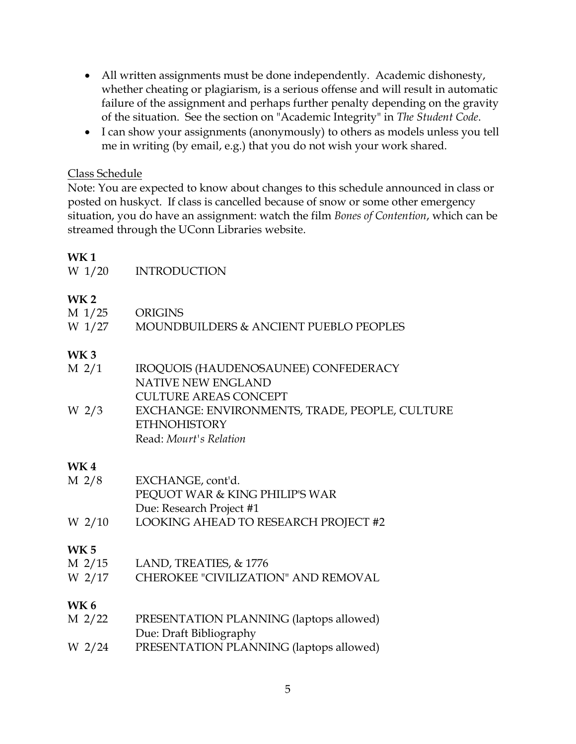- All written assignments must be done independently. Academic dishonesty, whether cheating or plagiarism, is a serious offense and will result in automatic failure of the assignment and perhaps further penalty depending on the gravity of the situation. See the section on "Academic Integrity" in *The Student Code*.
- I can show your assignments (anonymously) to others as models unless you tell me in writing (by email, e.g.) that you do not wish your work shared.

Class Schedule

Note: You are expected to know about changes to this schedule announced in class or posted on huskyct. If class is cancelled because of snow or some other emergency situation, you do have an assignment: watch the film *Bones of Contention*, which can be streamed through the UConn Libraries website.

**WK 1**

W 1/20 INTRODUCTION

**WK 2**

M 1/25 ORIGINS

W 1/27 MOUNDBUILDERS & ANCIENT PUEBLO PEOPLES

**WK 3**

M 2/1 IROQUOIS (HAUDENOSAUNEE) CONFEDERACY
NATIVE NEW ENGLAND
CULTURE AREAS CONCEPT

W 2/3 EXCHANGE: ENVIRONMENTS, TRADE, PEOPLE, CULTURE
ETHNOHISTORY
Read: *Mourt's Relation*

**WK 4**

M 2/8 EXCHANGE, cont'd.
PEQUOT WAR & KING PHILIP'S WAR
Due: Research Project #1

W 2/10 LOOKING AHEAD TO RESEARCH PROJECT #2

**WK 5**

M 2/15 LAND, TREATIES, & 1776

W 2/17 CHEROKEE "CIVILIZATION" AND REMOVAL

**WK 6**

M 2/22 PRESENTATION PLANNING (laptops allowed)
Due: Draft Bibliography

W 2/24 PRESENTATION PLANNING (laptops allowed)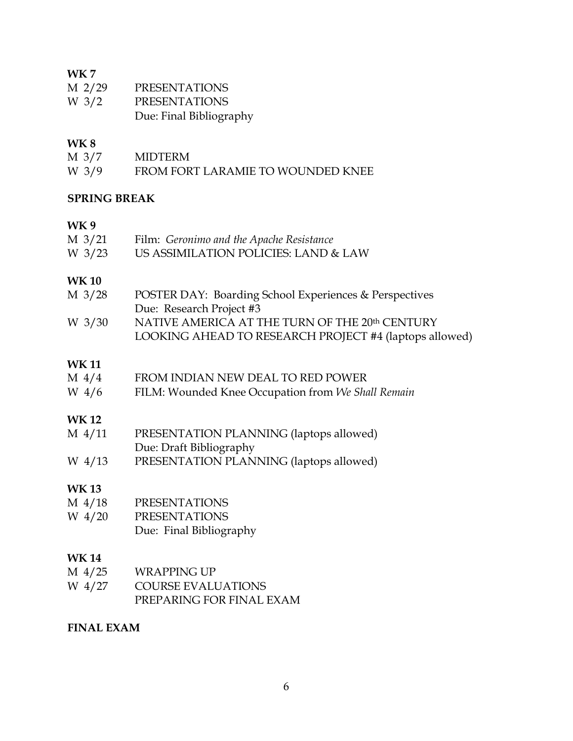**WK 7**

| | |
|---|---|
| M 2/29 | PRESENTATIONS |
| W 3/2 | PRESENTATIONS<br>Due: Final Bibliography |

**WK 8**

| | |
|---|---|
| M 3/7 | MIDTERM |
| W 3/9 | FROM FORT LARAMIE TO WOUNDED KNEE |

**SPRING BREAK**

**WK 9**

| | |
|---|---|
| M 3/21 | Film: *Geronimo and the Apache Resistance* |
| W 3/23 | US ASSIMILATION POLICIES: LAND & LAW |

**WK 10**

| | |
|---|---|
| M 3/28 | POSTER DAY: Boarding School Experiences & Perspectives<br>Due: Research Project #3 |
| W 3/30 | NATIVE AMERICA AT THE TURN OF THE 20th CENTURY<br>LOOKING AHEAD TO RESEARCH PROJECT #4 (laptops allowed) |

**WK 11**

| | |
|---|---|
| M 4/4 | FROM INDIAN NEW DEAL TO RED POWER |
| W 4/6 | FILM: Wounded Knee Occupation from *We Shall Remain* |

**WK 12**

| | |
|---|---|
| M 4/11 | PRESENTATION PLANNING (laptops allowed)<br>Due: Draft Bibliography |
| W 4/13 | PRESENTATION PLANNING (laptops allowed) |

**WK 13**

| | |
|---|---|
| M 4/18 | PRESENTATIONS |
| W 4/20 | PRESENTATIONS<br>Due: Final Bibliography |

**WK 14**

| | |
|---|---|
| M 4/25 | WRAPPING UP |
| W 4/27 | COURSE EVALUATIONS<br>PREPARING FOR FINAL EXAM |

**FINAL EXAM**